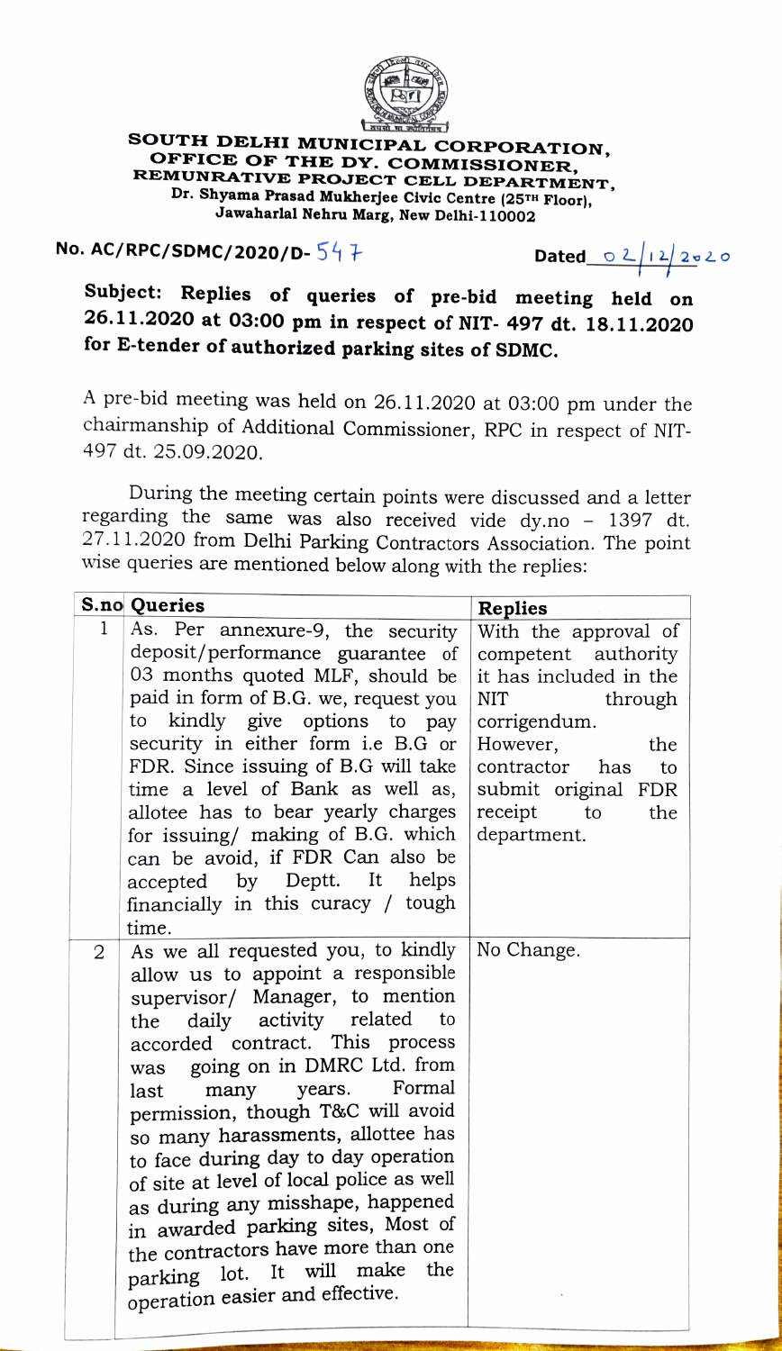**SOUTH DELHI MUNICIPAL CORPORATION,**
**OFFICE OF THE DY. COMMISSIONER,**
**REMUNRATIVE PROJECT CELL DEPARTMENT,**
**Dr. Shyama Prasad Mukherjee Civic Centre (25TH Floor),**
**Jawaharlal Nehru Marg, New Delhi-110002**

**No. AC/RPC/SDMC/2020/D-** 547 **Dated** 02/12/2020

**Subject: Replies of queries of pre-bid meeting held on 26.11.2020 at 03:00 pm in respect of NIT- 497 dt. 18.11.2020 for E-tender of authorized parking sites of SDMC.**

A pre-bid meeting was held on 26.11.2020 at 03:00 pm under the chairmanship of Additional Commissioner, RPC in respect of NIT-497 dt. 25.09.2020.

During the meeting certain points were discussed and a letter regarding the same was also received vide dy.no – 1397 dt. 27.11.2020 from Delhi Parking Contractors Association. The point wise queries are mentioned below along with the replies:

| S.no | Queries | Replies |
|---|---|---|
| 1 | As. Per annexure-9, the security deposit/performance guarantee of 03 months quoted MLF, should be paid in form of B.G. we, request you to kindly give options to pay security in either form i.e B.G or FDR. Since issuing of B.G will take time a level of Bank as well as, allotee has to bear yearly charges for issuing/ making of B.G. which can be avoid, if FDR Can also be accepted by Deptt. It helps financially in this curacy / tough time. | With the approval of competent authority it has included in the NIT through corrigendum. However, the contractor has to submit original FDR receipt to the department. |
| 2 | As we all requested you, to kindly allow us to appoint a responsible supervisor/ Manager, to mention the daily activity related to accorded contract. This process was going on in DMRC Ltd. from last many years. Formal permission, though T&C will avoid so many harassments, allottee has to face during day to day operation of site at level of local police as well as during any misshape, happened in awarded parking sites, Most of the contractors have more than one parking lot. It will make the operation easier and effective. | No Change. |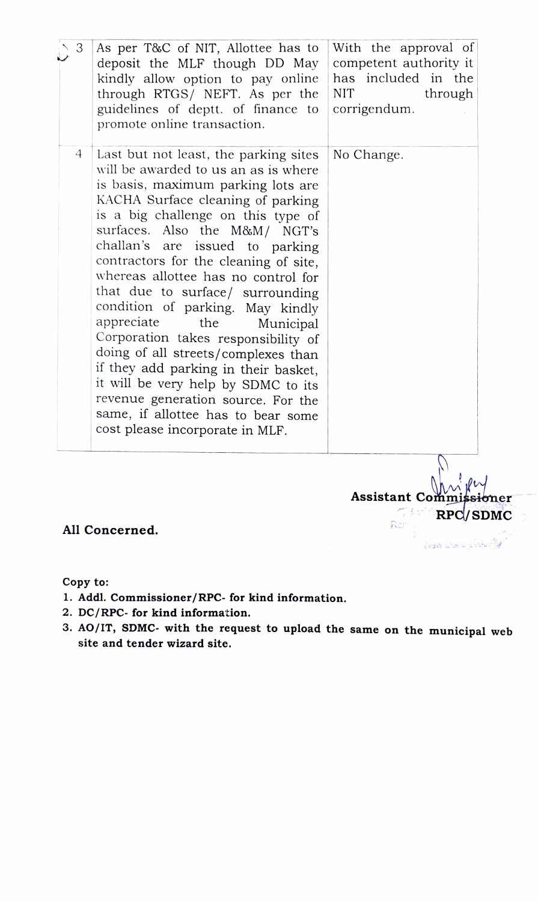| | | |
|---|---|---|
| 3 | As per T&C of NIT, Allottee has to deposit the MLF though DD May kindly allow option to pay online through RTGS/ NEFT. As per the guidelines of deptt. of finance to promote online transaction. | With the approval of competent authority it has included in the NIT through corrigendum. |
| 4 | Last but not least, the parking sites will be awarded to us an as is where is basis, maximum parking lots are KACHA Surface cleaning of parking is a big challenge on this type of surfaces. Also the M&M/ NGT's challan's are issued to parking contractors for the cleaning of site, whereas allottee has no control for that due to surface/ surrounding condition of parking. May kindly appreciate the Municipal Corporation takes responsibility of doing of all streets/complexes than if they add parking in their basket, it will be very help by SDMC to its revenue generation source. For the same, if allottee has to bear some cost please incorporate in MLF. | No Change. |

**Assistant Commissioner**
**RPC/SDMC**

**All Concerned.**

**Copy to:**

1. **Addl. Commissioner/RPC- for kind information.**
2. **DC/RPC- for kind information.**
3. **AO/IT, SDMC- with the request to upload the same on the municipal web site and tender wizard site.**